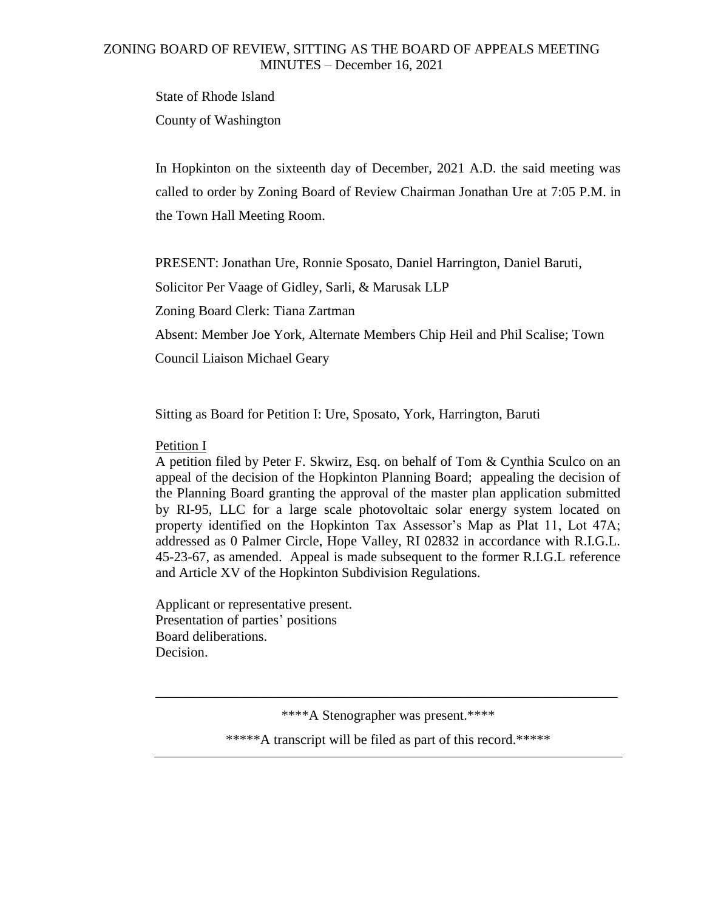# ZONING BOARD OF REVIEW, SITTING AS THE BOARD OF APPEALS MEETING MINUTES – December 16, 2021

State of Rhode Island

County of Washington

In Hopkinton on the sixteenth day of December, 2021 A.D. the said meeting was called to order by Zoning Board of Review Chairman Jonathan Ure at 7:05 P.M. in the Town Hall Meeting Room.

PRESENT: Jonathan Ure, Ronnie Sposato, Daniel Harrington, Daniel Baruti, Solicitor Per Vaage of Gidley, Sarli, & Marusak LLP

Zoning Board Clerk: Tiana Zartman

Absent: Member Joe York, Alternate Members Chip Heil and Phil Scalise; Town Council Liaison Michael Geary

Sitting as Board for Petition I: Ure, Sposato, York, Harrington, Baruti

## Petition I

A petition filed by Peter F. Skwirz, Esq. on behalf of Tom & Cynthia Sculco on an appeal of the decision of the Hopkinton Planning Board; appealing the decision of the Planning Board granting the approval of the master plan application submitted by RI-95, LLC for a large scale photovoltaic solar energy system located on property identified on the Hopkinton Tax Assessor's Map as Plat 11, Lot 47A; addressed as 0 Palmer Circle, Hope Valley, RI 02832 in accordance with R.I.G.L. 45-23-67, as amended. Appeal is made subsequent to the former R.I.G.L reference and Article XV of the Hopkinton Subdivision Regulations.

Applicant or representative present.
Presentation of parties' positions
Board deliberations.
Decision.

---

****A Stenographer was present.****

*****A transcript will be filed as part of this record.*****

---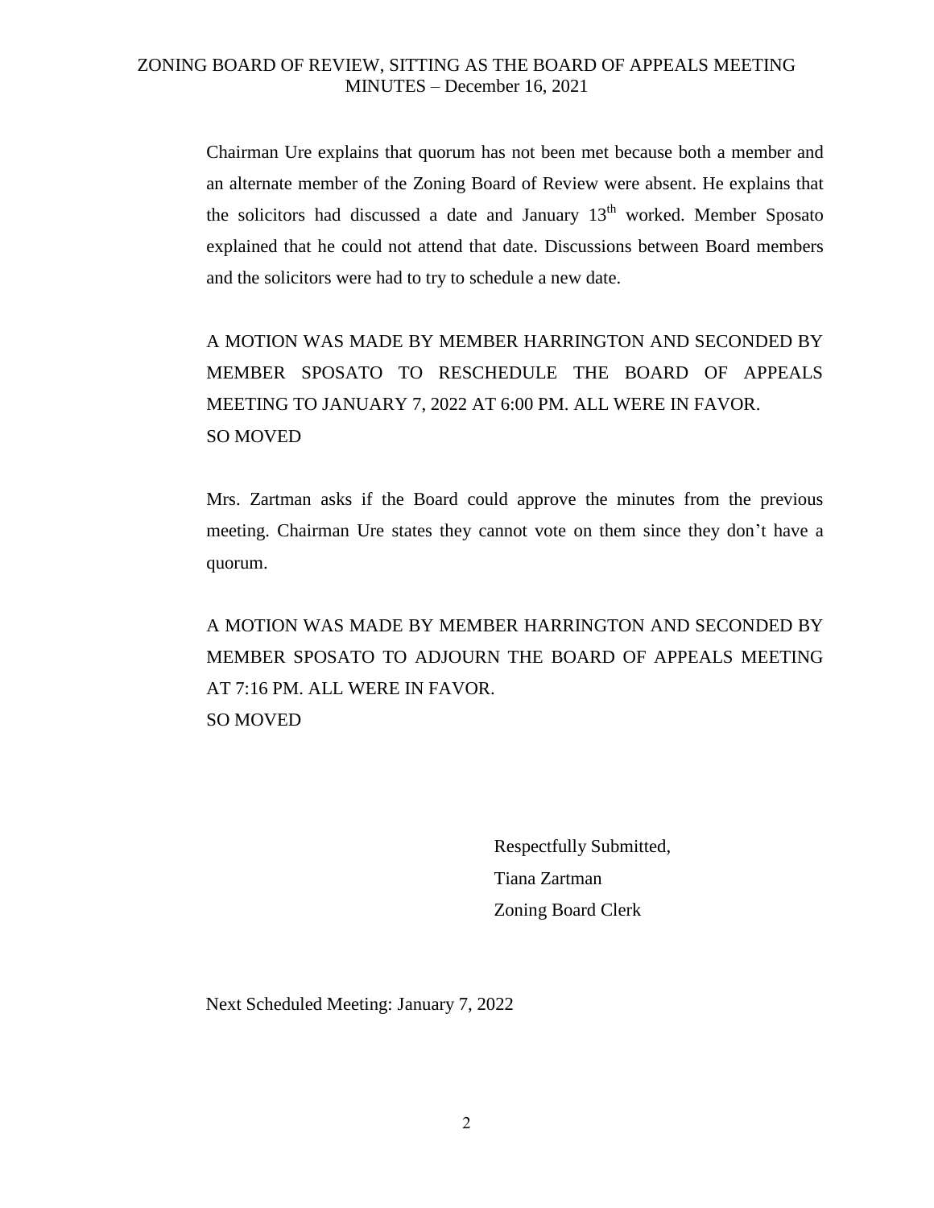Chairman Ure explains that quorum has not been met because both a member and an alternate member of the Zoning Board of Review were absent. He explains that the solicitors had discussed a date and January 13th worked. Member Sposato explained that he could not attend that date. Discussions between Board members and the solicitors were had to try to schedule a new date.

A MOTION WAS MADE BY MEMBER HARRINGTON AND SECONDED BY MEMBER SPOSATO TO RESCHEDULE THE BOARD OF APPEALS MEETING TO JANUARY 7, 2022 AT 6:00 PM. ALL WERE IN FAVOR.
SO MOVED

Mrs. Zartman asks if the Board could approve the minutes from the previous meeting. Chairman Ure states they cannot vote on them since they don't have a quorum.

A MOTION WAS MADE BY MEMBER HARRINGTON AND SECONDED BY MEMBER SPOSATO TO ADJOURN THE BOARD OF APPEALS MEETING AT 7:16 PM. ALL WERE IN FAVOR.
SO MOVED

Respectfully Submitted,
Tiana Zartman
Zoning Board Clerk

Next Scheduled Meeting: January 7, 2022